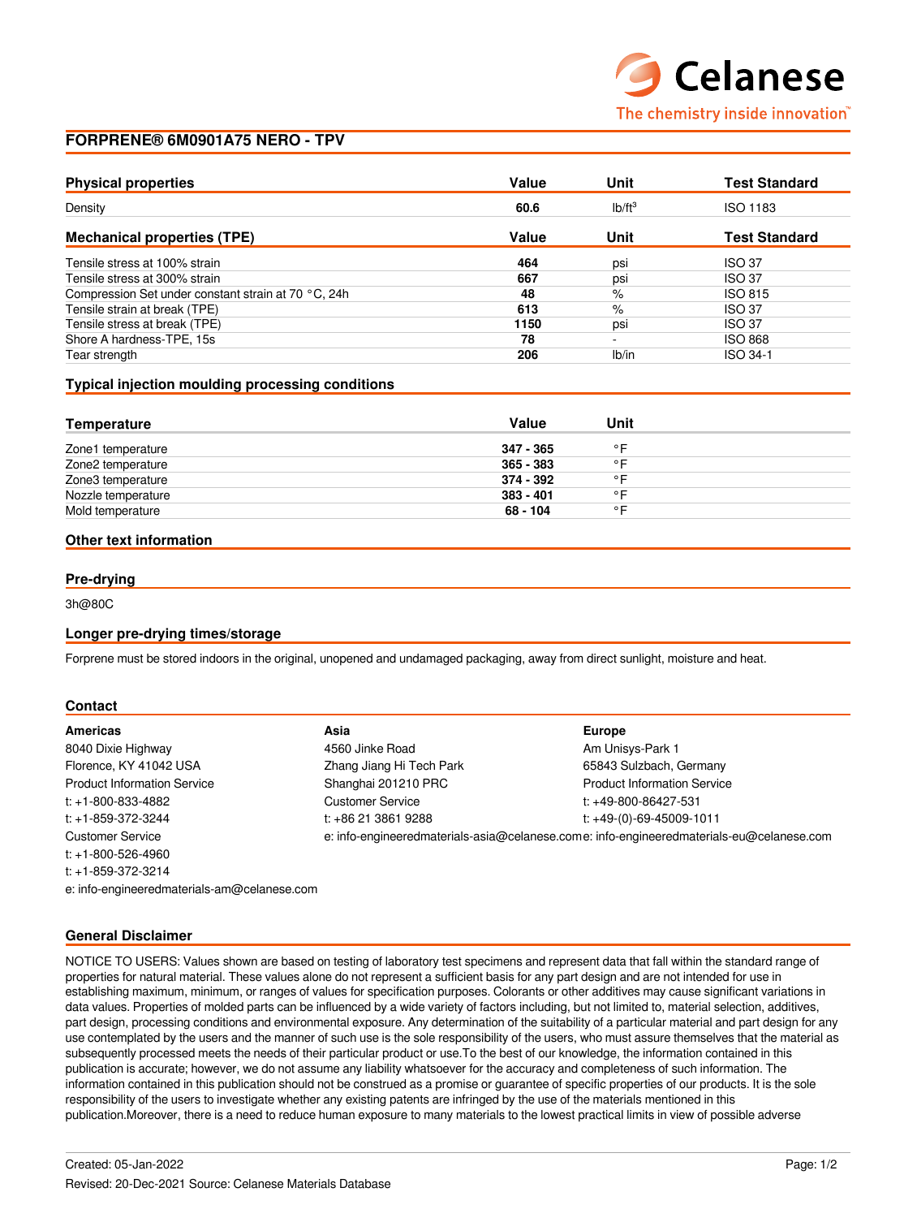Celanese

The chemistry inside innovation™

# FORPRENE® 6M0901A75 NERO - TPV

| Physical properties | Value | Unit | Test Standard |
|---|---|---|---|
| Density | **60.6** | lb/ft³ | ISO 1183 |

| Mechanical properties (TPE) | Value | Unit | Test Standard |
|---|---|---|---|
| Tensile stress at 100% strain | **464** | psi | ISO 37 |
| Tensile stress at 300% strain | **667** | psi | ISO 37 |
| Compression Set under constant strain at 70 °C, 24h | **48** | % | ISO 815 |
| Tensile strain at break (TPE) | **613** | % | ISO 37 |
| Tensile stress at break (TPE) | **1150** | psi | ISO 37 |
| Shore A hardness-TPE, 15s | **78** | - | ISO 868 |
| Tear strength | **206** | lb/in | ISO 34-1 |

## Typical injection moulding processing conditions

| Temperature | Value | Unit |
|---|---|---|
| Zone1 temperature | **347 - 365** | °F |
| Zone2 temperature | **365 - 383** | °F |
| Zone3 temperature | **374 - 392** | °F |
| Nozzle temperature | **383 - 401** | °F |
| Mold temperature | **68 - 104** | °F |

## Other text information

### Pre-drying

3h@80C

### Longer pre-drying times/storage

Forprene must be stored indoors in the original, unopened and undamaged packaging, away from direct sunlight, moisture and heat.

## Contact

**Americas**
8040 Dixie Highway
Florence, KY 41042 USA
Product Information Service
t: +1-800-833-4882
t: +1-859-372-3244
Customer Service
t: +1-800-526-4960
t: +1-859-372-3214
e: info-engineeredmaterials-am@celanese.com

**Asia**
4560 Jinke Road
Zhang Jiang Hi Tech Park
Shanghai 201210 PRC
Customer Service
t: +86 21 3861 9288
e: info-engineeredmaterials-asia@celanese.com

**Europe**
Am Unisys-Park 1
65843 Sulzbach, Germany
Product Information Service
t: +49-800-86427-531
t: +49-(0)-69-45009-1011
e: info-engineeredmaterials-eu@celanese.com

## General Disclaimer

NOTICE TO USERS: Values shown are based on testing of laboratory test specimens and represent data that fall within the standard range of properties for natural material. These values alone do not represent a sufficient basis for any part design and are not intended for use in establishing maximum, minimum, or ranges of values for specification purposes. Colorants or other additives may cause significant variations in data values. Properties of molded parts can be influenced by a wide variety of factors including, but not limited to, material selection, additives, part design, processing conditions and environmental exposure. Any determination of the suitability of a particular material and part design for any use contemplated by the users and the manner of such use is the sole responsibility of the users, who must assure themselves that the material as subsequently processed meets the needs of their particular product or use.To the best of our knowledge, the information contained in this publication is accurate; however, we do not assume any liability whatsoever for the accuracy and completeness of such information. The information contained in this publication should not be construed as a promise or guarantee of specific properties of our products. It is the sole responsibility of the users to investigate whether any existing patents are infringed by the use of the materials mentioned in this publication.Moreover, there is a need to reduce human exposure to many materials to the lowest practical limits in view of possible adverse

Created: 05-Jan-2022

Revised: 20-Dec-2021 Source: Celanese Materials Database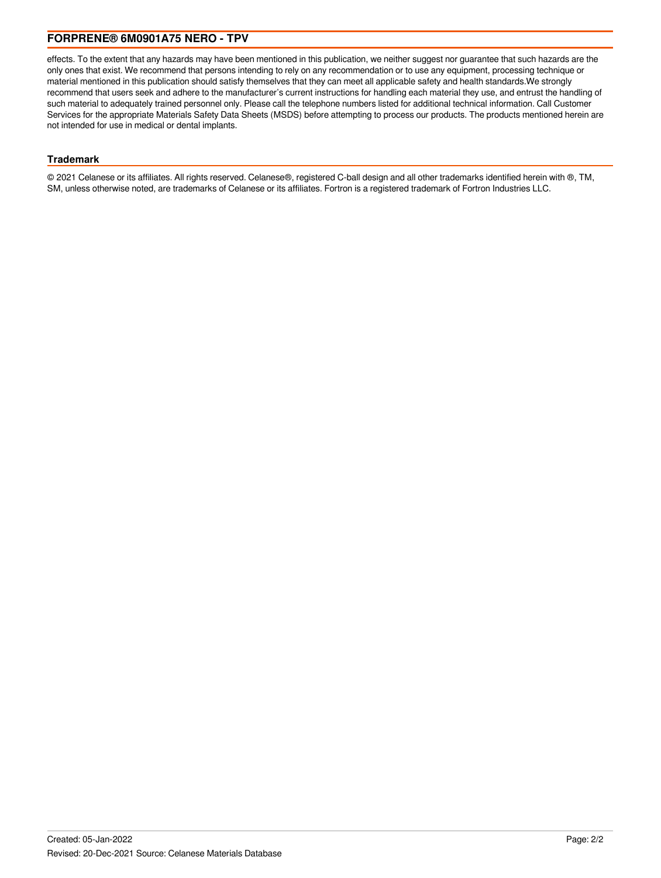effects. To the extent that any hazards may have been mentioned in this publication, we neither suggest nor guarantee that such hazards are the only ones that exist. We recommend that persons intending to rely on any recommendation or to use any equipment, processing technique or material mentioned in this publication should satisfy themselves that they can meet all applicable safety and health standards.We strongly recommend that users seek and adhere to the manufacturer's current instructions for handling each material they use, and entrust the handling of such material to adequately trained personnel only. Please call the telephone numbers listed for additional technical information. Call Customer Services for the appropriate Materials Safety Data Sheets (MSDS) before attempting to process our products. The products mentioned herein are not intended for use in medical or dental implants.

## Trademark

© 2021 Celanese or its affiliates. All rights reserved. Celanese®, registered C-ball design and all other trademarks identified herein with ®, TM, SM, unless otherwise noted, are trademarks of Celanese or its affiliates. Fortron is a registered trademark of Fortron Industries LLC.